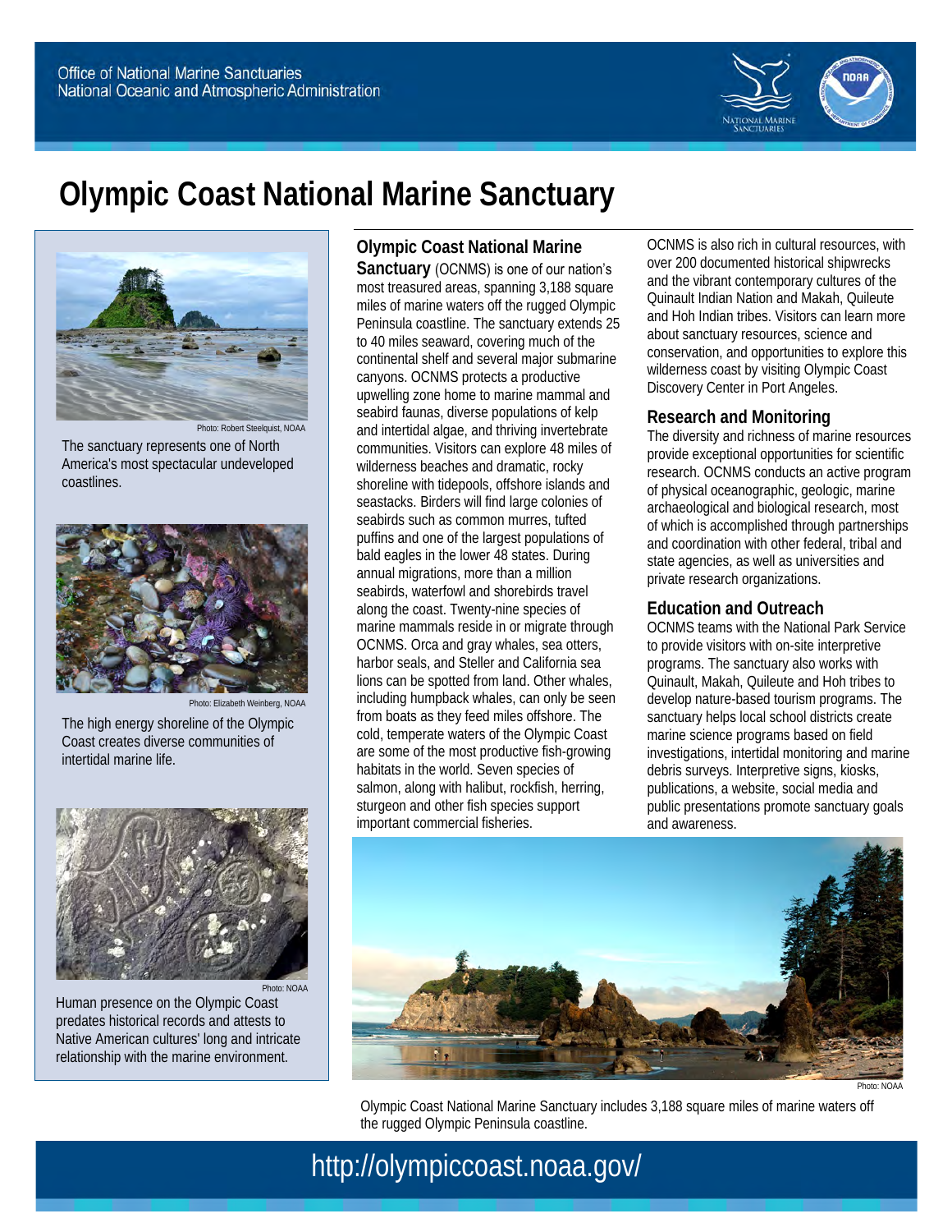Office of National Marine Sanctuaries
National Oceanic and Atmospheric Administration

# Olympic Coast National Marine Sanctuary

Photo: Robert Steelquist, NOAA

The sanctuary represents one of North America's most spectacular undeveloped coastlines.

Photo: Elizabeth Weinberg, NOAA

The high energy shoreline of the Olympic Coast creates diverse communities of intertidal marine life.

Photo: NOAA

Human presence on the Olympic Coast predates historical records and attests to Native American cultures' long and intricate relationship with the marine environment.

**Olympic Coast National Marine Sanctuary** (OCNMS) is one of our nation's most treasured areas, spanning 3,188 square miles of marine waters off the rugged Olympic Peninsula coastline. The sanctuary extends 25 to 40 miles seaward, covering much of the continental shelf and several major submarine canyons. OCNMS protects a productive upwelling zone home to marine mammal and seabird faunas, diverse populations of kelp and intertidal algae, and thriving invertebrate communities. Visitors can explore 48 miles of wilderness beaches and dramatic, rocky shoreline with tidepools, offshore islands and seastacks. Birders will find large colonies of seabirds such as common murres, tufted puffins and one of the largest populations of bald eagles in the lower 48 states. During annual migrations, more than a million seabirds, waterfowl and shorebirds travel along the coast. Twenty-nine species of marine mammals reside in or migrate through OCNMS. Orca and gray whales, sea otters, harbor seals, and Steller and California sea lions can be spotted from land. Other whales, including humpback whales, can only be seen from boats as they feed miles offshore. The cold, temperate waters of the Olympic Coast are some of the most productive fish-growing habitats in the world. Seven species of salmon, along with halibut, rockfish, herring, sturgeon and other fish species support important commercial fisheries.

OCNMS is also rich in cultural resources, with over 200 documented historical shipwrecks and the vibrant contemporary cultures of the Quinault Indian Nation and Makah, Quileute and Hoh Indian tribes. Visitors can learn more about sanctuary resources, science and conservation, and opportunities to explore this wilderness coast by visiting Olympic Coast Discovery Center in Port Angeles.

## Research and Monitoring

The diversity and richness of marine resources provide exceptional opportunities for scientific research. OCNMS conducts an active program of physical oceanographic, geologic, marine archaeological and biological research, most of which is accomplished through partnerships and coordination with other federal, tribal and state agencies, as well as universities and private research organizations.

## Education and Outreach

OCNMS teams with the National Park Service to provide visitors with on-site interpretive programs. The sanctuary also works with Quinault, Makah, Quileute and Hoh tribes to develop nature-based tourism programs. The sanctuary helps local school districts create marine science programs based on field investigations, intertidal monitoring and marine debris surveys. Interpretive signs, kiosks, publications, a website, social media and public presentations promote sanctuary goals and awareness.

Photo: NOAA

Olympic Coast National Marine Sanctuary includes 3,188 square miles of marine waters off the rugged Olympic Peninsula coastline.

http://olympiccoast.noaa.gov/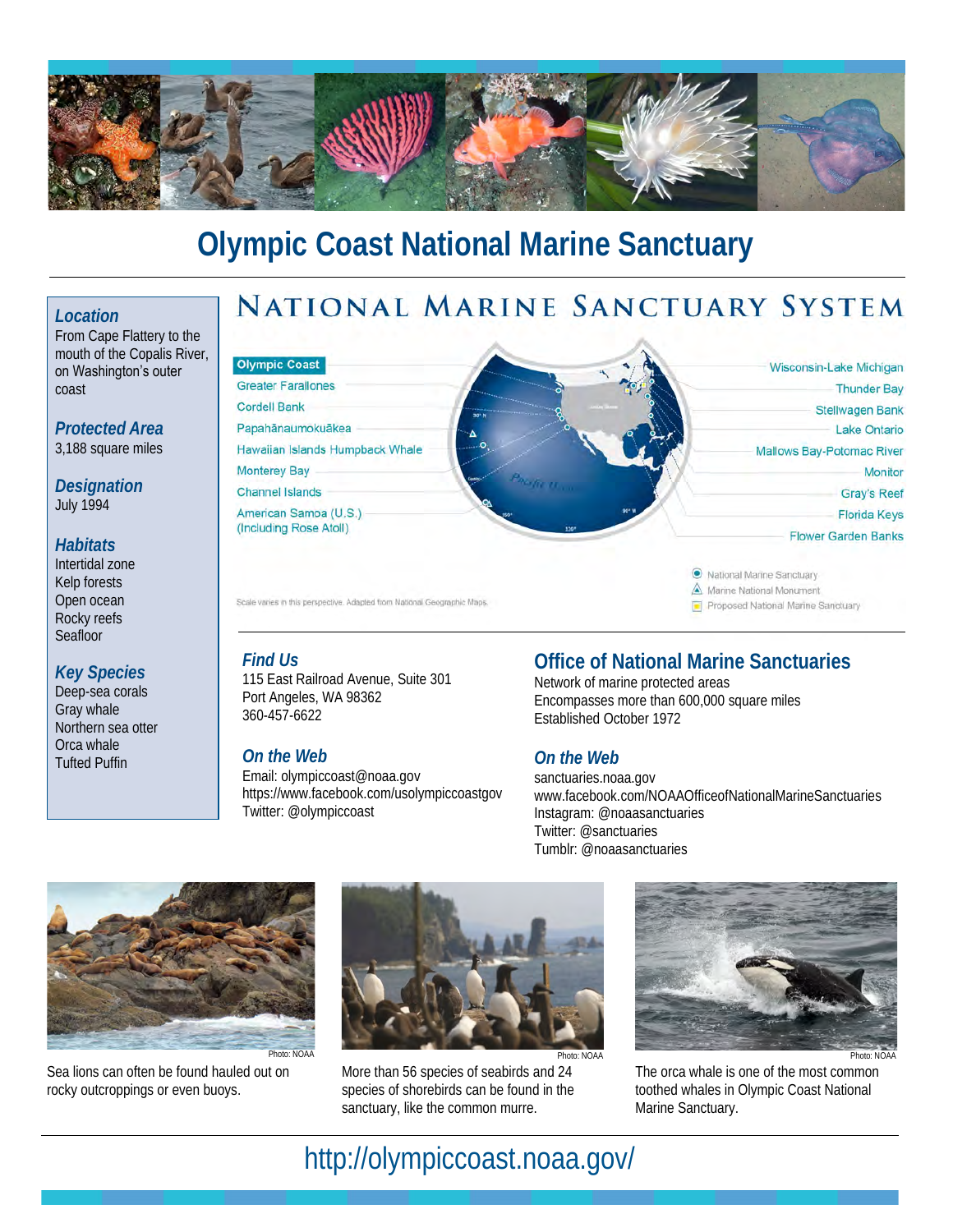# Olympic Coast National Marine Sanctuary

### *Location*
From Cape Flattery to the mouth of the Copalis River, on Washington's outer coast

### *Protected Area*
3,188 square miles

### *Designation*
July 1994

### *Habitats*
Intertidal zone
Kelp forests
Open ocean
Rocky reefs
Seafloor

### *Key Species*
Deep-sea corals
Gray whale
Northern sea otter
Orca whale
Tufted Puffin

## NATIONAL MARINE SANCTUARY SYSTEM

Olympic Coast
Greater Farallones
Cordell Bank
Papahānaumokuākea
Hawaiian Islands Humpback Whale
Monterey Bay
Channel Islands
American Samoa (U.S.) (Including Rose Atoll)

Wisconsin-Lake Michigan
Thunder Bay
Stellwagen Bank
Lake Ontario
Mallows Bay-Potomac River
Monitor
Gray's Reef
Florida Keys
Flower Garden Banks

National Marine Sanctuary
Marine National Monument
Proposed National Marine Sanctuary

Scale varies in this perspective. Adapted from National Geographic Maps.

### *Find Us*
115 East Railroad Avenue, Suite 301
Port Angeles, WA 98362
360-457-6622

### *On the Web*
Email: olympiccoast@noaa.gov
https://www.facebook.com/usolympiccoastgov
Twitter: @olympiccoast

## Office of National Marine Sanctuaries
Network of marine protected areas
Encompasses more than 600,000 square miles
Established October 1972

### *On the Web*
sanctuaries.noaa.gov
www.facebook.com/NOAAOfficeofNationalMarineSanctuaries
Instagram: @noaasanctuaries
Twitter: @sanctuaries
Tumblr: @noaasanctuaries

Photo: NOAA
Sea lions can often be found hauled out on rocky outcroppings or even buoys.

Photo: NOAA
More than 56 species of seabirds and 24 species of shorebirds can be found in the sanctuary, like the common murre.

Photo: NOAA
The orca whale is one of the most common toothed whales in Olympic Coast National Marine Sanctuary.

http://olympiccoast.noaa.gov/